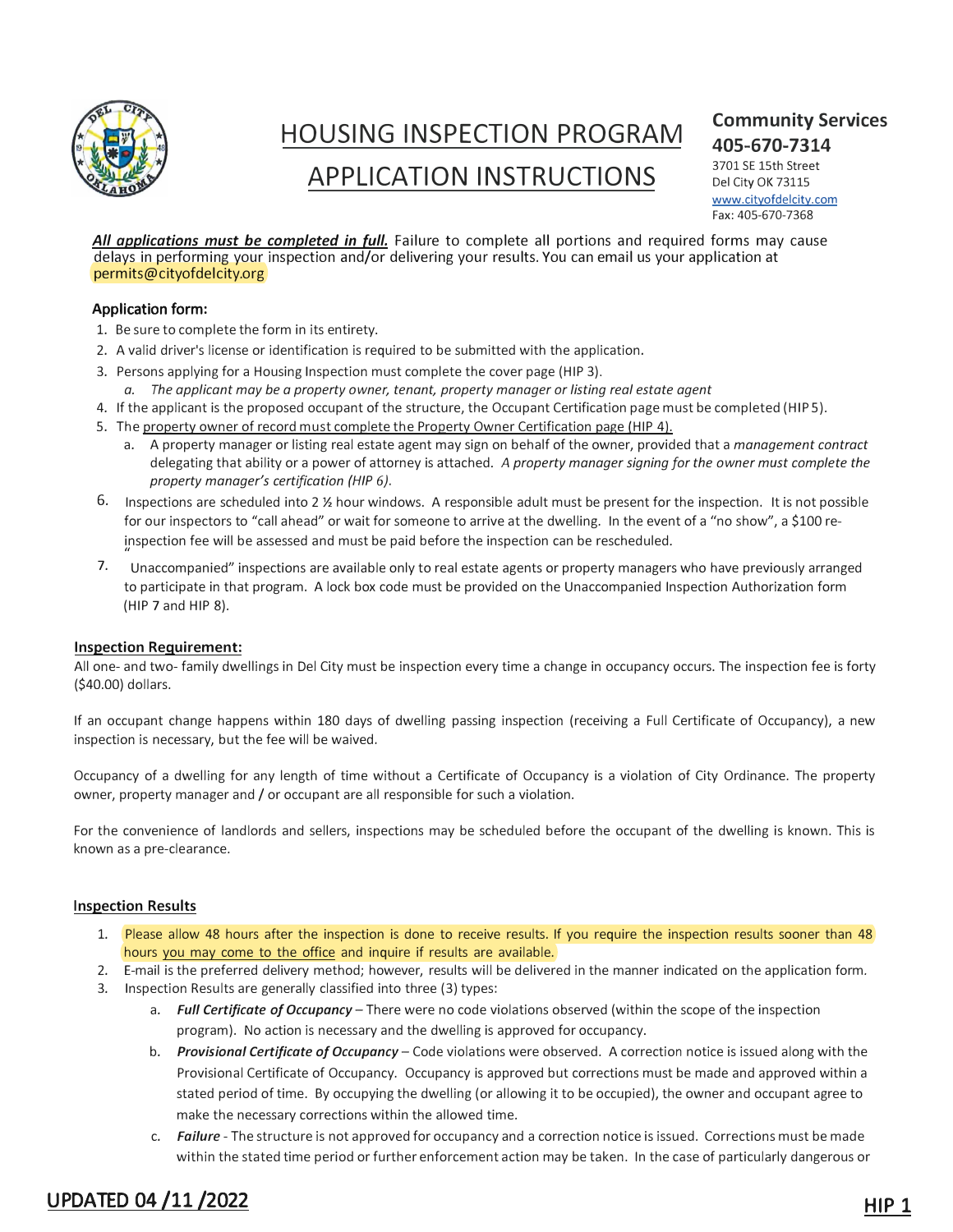# HOUSING INSPECTION PROGRAM APPLICATION INSTRUCTIONS

**Community Services**
**405-670-7314**
3701 SE 15th Street
Del City OK 73115
www.cityofdelcity.com
Fax: 405-670-7368

***All applications must be completed in full.*** Failure to complete all portions and required forms may cause delays in performing your inspection and/or delivering your results. You can email us your application at permits@cityofdelcity.org

### Application form:

1. Be sure to complete the form in its entirety.
2. A valid driver's license or identification is required to be submitted with the application.
3. Persons applying for a Housing Inspection must complete the cover page (HIP 3).
   a. *The applicant may be a property owner, tenant, property manager or listing real estate agent*
4. If the applicant is the proposed occupant of the structure, the Occupant Certification page must be completed (HIP 5).
5. The property owner of record must complete the Property Owner Certification page (HIP 4).
   a. A property manager or listing real estate agent may sign on behalf of the owner, provided that a *management contract* delegating that ability or a power of attorney is attached. *A property manager signing for the owner must complete the property manager's certification (HIP 6).*
6. Inspections are scheduled into 2 ½ hour windows. A responsible adult must be present for the inspection. It is not possible for our inspectors to "call ahead" or wait for someone to arrive at the dwelling. In the event of a "no show", a $100 re-inspection fee will be assessed and must be paid before the inspection can be rescheduled.
7. "Unaccompanied" inspections are available only to real estate agents or property managers who have previously arranged to participate in that program. A lock box code must be provided on the Unaccompanied Inspection Authorization form (HIP 7 and HIP 8).

### Inspection Requirement:

All one- and two- family dwellings in Del City must be inspection every time a change in occupancy occurs. The inspection fee is forty ($40.00) dollars.

If an occupant change happens within 180 days of dwelling passing inspection (receiving a Full Certificate of Occupancy), a new inspection is necessary, but the fee will be waived.

Occupancy of a dwelling for any length of time without a Certificate of Occupancy is a violation of City Ordinance. The property owner, property manager and / or occupant are all responsible for such a violation.

For the convenience of landlords and sellers, inspections may be scheduled before the occupant of the dwelling is known. This is known as a pre-clearance.

### Inspection Results

1. Please allow 48 hours after the inspection is done to receive results. If you require the inspection results sooner than 48 hours you may come to the office and inquire if results are available.
2. E-mail is the preferred delivery method; however, results will be delivered in the manner indicated on the application form.
3. Inspection Results are generally classified into three (3) types:
   a. ***Full Certificate of Occupancy*** – There were no code violations observed (within the scope of the inspection program). No action is necessary and the dwelling is approved for occupancy.
   b. ***Provisional Certificate of Occupancy*** – Code violations were observed. A correction notice is issued along with the Provisional Certificate of Occupancy. Occupancy is approved but corrections must be made and approved within a stated period of time. By occupying the dwelling (or allowing it to be occupied), the owner and occupant agree to make the necessary corrections within the allowed time.
   c. ***Failure*** - The structure is not approved for occupancy and a correction notice is issued. Corrections must be made within the stated time period or further enforcement action may be taken. In the case of particularly dangerous or

UPDATED 04 /11 /2022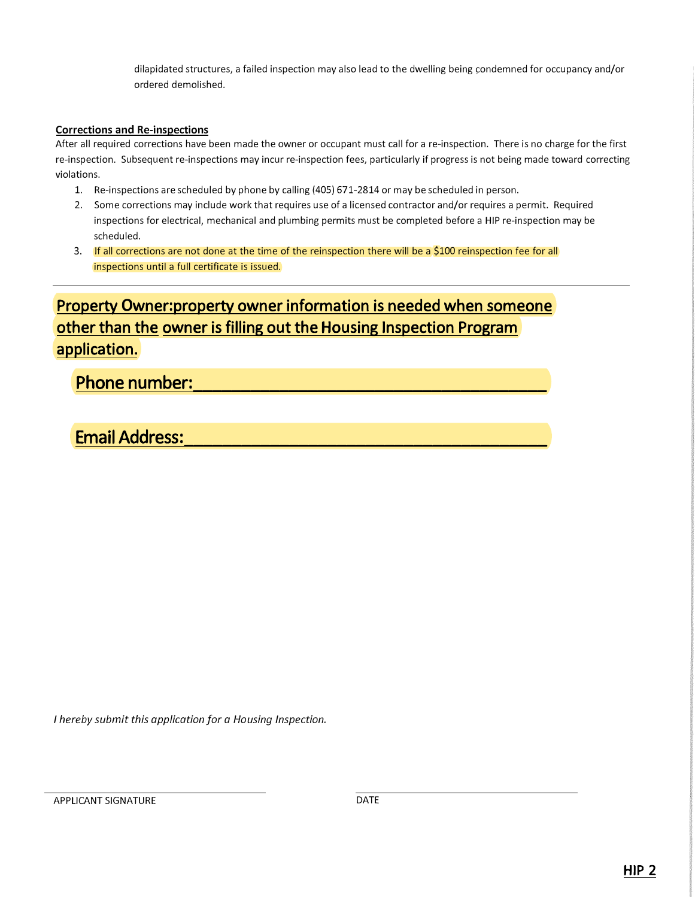dilapidated structures, a failed inspection may also lead to the dwelling being condemned for occupancy and/or ordered demolished.

**Corrections and Re-inspections**

After all required corrections have been made the owner or occupant must call for a re-inspection. There is no charge for the first re-inspection. Subsequent re-inspections may incur re-inspection fees, particularly if progress is not being made toward correcting violations.

1. Re-inspections are scheduled by phone by calling (405) 671-2814 or may be scheduled in person.
2. Some corrections may include work that requires use of a licensed contractor and/or requires a permit. Required inspections for electrical, mechanical and plumbing permits must be completed before a HIP re-inspection may be scheduled.
3. If all corrections are not done at the time of the reinspection there will be a $100 reinspection fee for all inspections until a full certificate is issued.

---

**Property Owner:property owner information is needed when someone other than the owner is filling out the Housing Inspection Program application.**

**Phone number:**_______________________________________

**Email Address:**_______________________________________

*I hereby submit this application for a Housing Inspection.*

_______________________________ APPLICANT SIGNATURE

_______________________________ DATE

**HIP 2**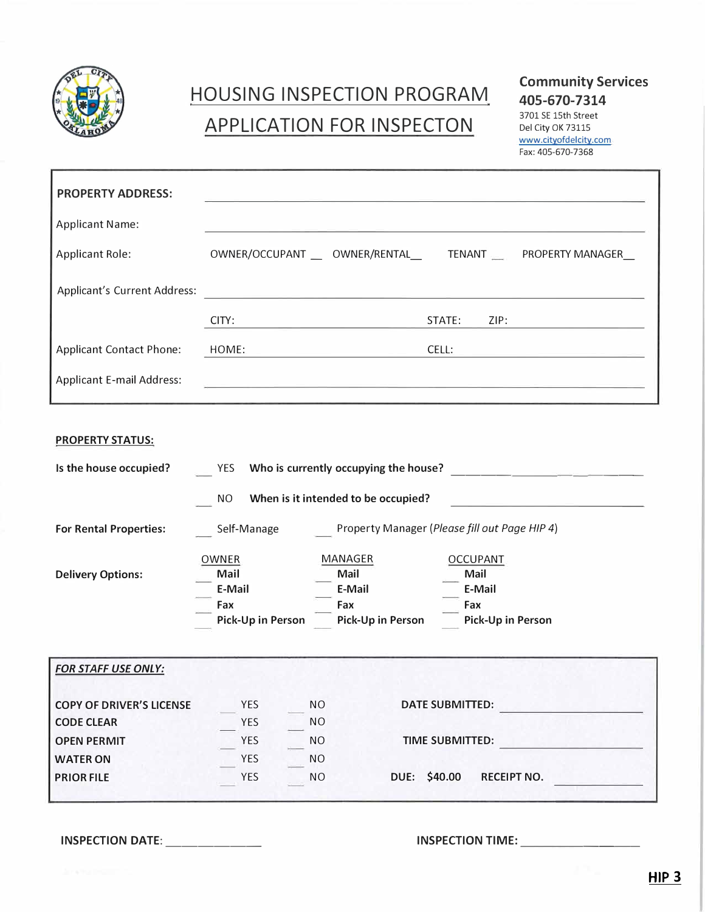# HOUSING INSPECTION PROGRAM

# APPLICATION FOR INSPECTON

**Community Services**
**405-670-7314**
3701 SE 15th Street
Del City OK 73115
www.cityofdelcity.com
Fax: 405-670-7368

**PROPERTY ADDRESS:** ______________________________________________

Applicant Name: ______________________________________________

Applicant Role: OWNER/OCCUPANT __ OWNER/RENTAL__ TENANT __ PROPERTY MANAGER__

Applicant's Current Address: ______________________________________________

CITY: ____________________ STATE: ______ ZIP: __________

Applicant Contact Phone: HOME: ____________________ CELL: ____________________

Applicant E-mail Address: ______________________________________________

**PROPERTY STATUS:**

**Is the house occupied?** ___ YES **Who is currently occupying the house?** ____________________

___ NO **When is it intended to be occupied?** ____________________

**For Rental Properties:** ___ Self-Manage ___ Property Manager (*Please fill out Page HIP 4*)

**Delivery Options:**

| OWNER | MANAGER | OCCUPANT |
|---|---|---|
| ___ **Mail** | ___ **Mail** | ___ **Mail** |
| ___ **E-Mail** | ___ **E-Mail** | ___ **E-Mail** |
| ___ **Fax** | ___ **Fax** | ___ **Fax** |
| ___ **Pick-Up in Person** | ___ **Pick-Up in Person** | ___ **Pick-Up in Person** |

***FOR STAFF USE ONLY:***

| | | | | |
|---|---|---|---|---|
| **COPY OF DRIVER'S LICENSE** | ___ YES | ___ NO | **DATE SUBMITTED:** | ____________________ |
| **CODE CLEAR** | ___ YES | ___ NO | | |
| **OPEN PERMIT** | ___ YES | ___ NO | **TIME SUBMITTED:** | ____________________ |
| **WATER ON** | ___ YES | ___ NO | | |
| **PRIOR FILE** | ___ YES | ___ NO | **DUE: $40.00** | **RECEIPT NO.** ______________ |

**INSPECTION DATE:** ______________ **INSPECTION TIME:** ______________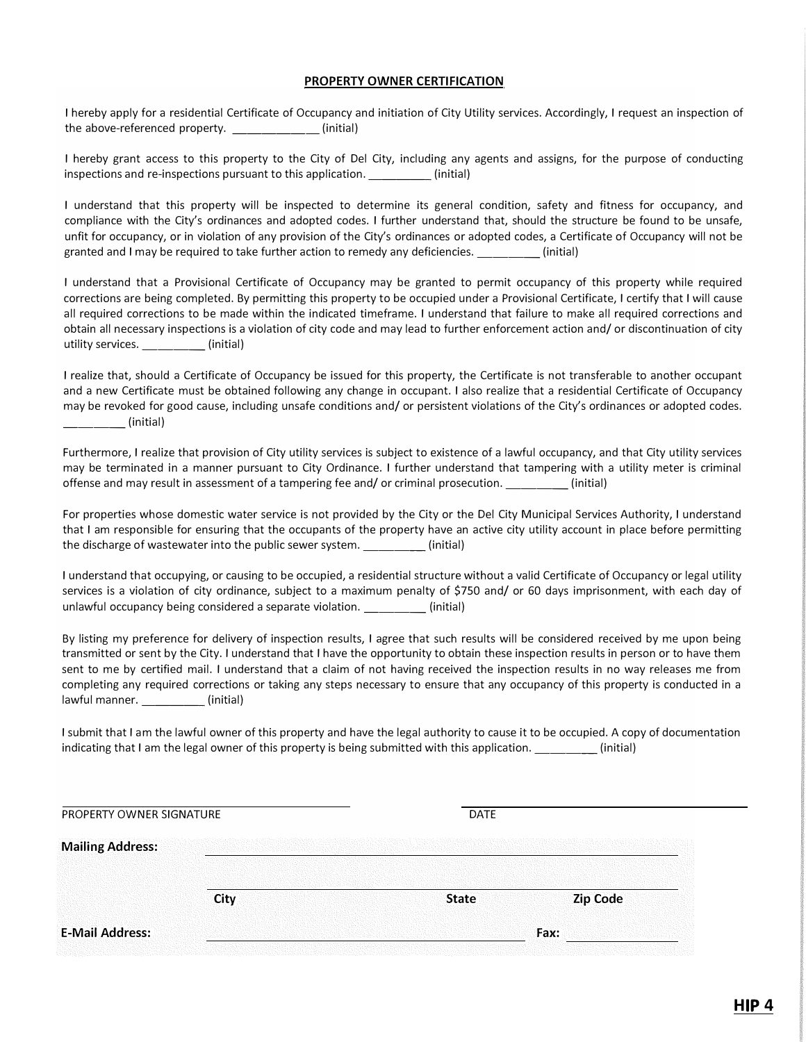## PROPERTY OWNER CERTIFICATION

I hereby apply for a residential Certificate of Occupancy and initiation of City Utility services. Accordingly, I request an inspection of the above-referenced property. _____________ (initial)

I hereby grant access to this property to the City of Del City, including any agents and assigns, for the purpose of conducting inspections and re-inspections pursuant to this application. __________ (initial)

I understand that this property will be inspected to determine its general condition, safety and fitness for occupancy, and compliance with the City's ordinances and adopted codes. I further understand that, should the structure be found to be unsafe, unfit for occupancy, or in violation of any provision of the City's ordinances or adopted codes, a Certificate of Occupancy will not be granted and I may be required to take further action to remedy any deficiencies. __________ (initial)

I understand that a Provisional Certificate of Occupancy may be granted to permit occupancy of this property while required corrections are being completed. By permitting this property to be occupied under a Provisional Certificate, I certify that I will cause all required corrections to be made within the indicated timeframe. I understand that failure to make all required corrections and obtain all necessary inspections is a violation of city code and may lead to further enforcement action and/ or discontinuation of city utility services. __________ (initial)

I realize that, should a Certificate of Occupancy be issued for this property, the Certificate is not transferable to another occupant and a new Certificate must be obtained following any change in occupant. I also realize that a residential Certificate of Occupancy may be revoked for good cause, including unsafe conditions and/ or persistent violations of the City's ordinances or adopted codes. __________ (initial)

Furthermore, I realize that provision of City utility services is subject to existence of a lawful occupancy, and that City utility services may be terminated in a manner pursuant to City Ordinance. I further understand that tampering with a utility meter is criminal offense and may result in assessment of a tampering fee and/ or criminal prosecution. __________ (initial)

For properties whose domestic water service is not provided by the City or the Del City Municipal Services Authority, I understand that I am responsible for ensuring that the occupants of the property have an active city utility account in place before permitting the discharge of wastewater into the public sewer system. __________ (initial)

I understand that occupying, or causing to be occupied, a residential structure without a valid Certificate of Occupancy or legal utility services is a violation of city ordinance, subject to a maximum penalty of $750 and/ or 60 days imprisonment, with each day of unlawful occupancy being considered a separate violation. __________ (initial)

By listing my preference for delivery of inspection results, I agree that such results will be considered received by me upon being transmitted or sent by the City. I understand that I have the opportunity to obtain these inspection results in person or to have them sent to me by certified mail. I understand that a claim of not having received the inspection results in no way releases me from completing any required corrections or taking any steps necessary to ensure that any occupancy of this property is conducted in a lawful manner. __________ (initial)

I submit that I am the lawful owner of this property and have the legal authority to cause it to be occupied. A copy of documentation indicating that I am the legal owner of this property is being submitted with this application. __________ (initial)

______________________________ PROPERTY OWNER SIGNATURE

______________________________ DATE

**Mailing Address:** ______________________________

______________________________
**City** **State** **Zip Code**

**E-Mail Address:** ______________________________ **Fax:** ______________

**HIP 4**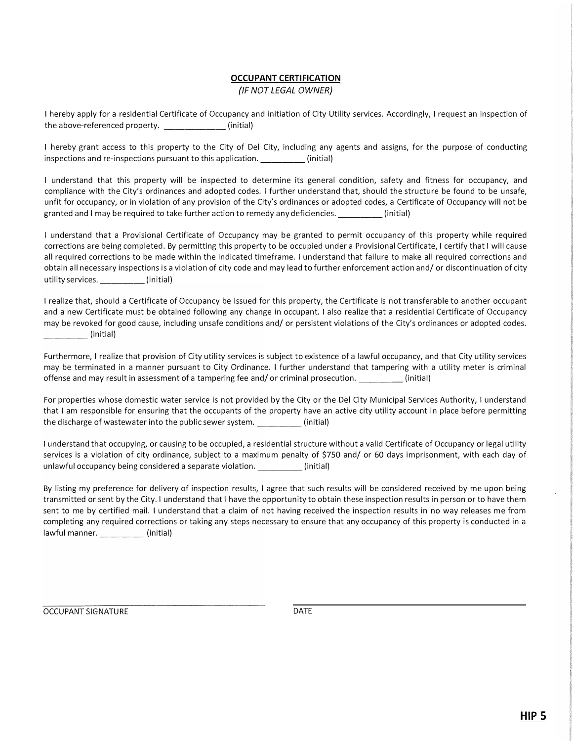## OCCUPANT CERTIFICATION

*(IF NOT LEGAL OWNER)*

I hereby apply for a residential Certificate of Occupancy and initiation of City Utility services. Accordingly, I request an inspection of the above-referenced property. _____________ (initial)

I hereby grant access to this property to the City of Del City, including any agents and assigns, for the purpose of conducting inspections and re-inspections pursuant to this application. __________ (initial)

I understand that this property will be inspected to determine its general condition, safety and fitness for occupancy, and compliance with the City's ordinances and adopted codes. I further understand that, should the structure be found to be unsafe, unfit for occupancy, or in violation of any provision of the City's ordinances or adopted codes, a Certificate of Occupancy will not be granted and I may be required to take further action to remedy any deficiencies. __________ (initial)

I understand that a Provisional Certificate of Occupancy may be granted to permit occupancy of this property while required corrections are being completed. By permitting this property to be occupied under a Provisional Certificate, I certify that I will cause all required corrections to be made within the indicated timeframe. I understand that failure to make all required corrections and obtain all necessary inspections is a violation of city code and may lead to further enforcement action and/ or discontinuation of city utility services. __________ (initial)

I realize that, should a Certificate of Occupancy be issued for this property, the Certificate is not transferable to another occupant and a new Certificate must be obtained following any change in occupant. I also realize that a residential Certificate of Occupancy may be revoked for good cause, including unsafe conditions and/ or persistent violations of the City's ordinances or adopted codes. __________ (initial)

Furthermore, I realize that provision of City utility services is subject to existence of a lawful occupancy, and that City utility services may be terminated in a manner pursuant to City Ordinance. I further understand that tampering with a utility meter is criminal offense and may result in assessment of a tampering fee and/ or criminal prosecution. __________ (initial)

For properties whose domestic water service is not provided by the City or the Del City Municipal Services Authority, I understand that I am responsible for ensuring that the occupants of the property have an active city utility account in place before permitting the discharge of wastewater into the public sewer system. __________ (initial)

I understand that occupying, or causing to be occupied, a residential structure without a valid Certificate of Occupancy or legal utility services is a violation of city ordinance, subject to a maximum penalty of $750 and/ or 60 days imprisonment, with each day of unlawful occupancy being considered a separate violation. __________ (initial)

By listing my preference for delivery of inspection results, I agree that such results will be considered received by me upon being transmitted or sent by the City. I understand that I have the opportunity to obtain these inspection results in person or to have them sent to me by certified mail. I understand that a claim of not having received the inspection results in no way releases me from completing any required corrections or taking any steps necessary to ensure that any occupancy of this property is conducted in a lawful manner. __________ (initial)

_______________________________ &nbsp;&nbsp;&nbsp;&nbsp; _______________________________

OCCUPANT SIGNATURE &nbsp;&nbsp;&nbsp;&nbsp; DATE

**HIP 5**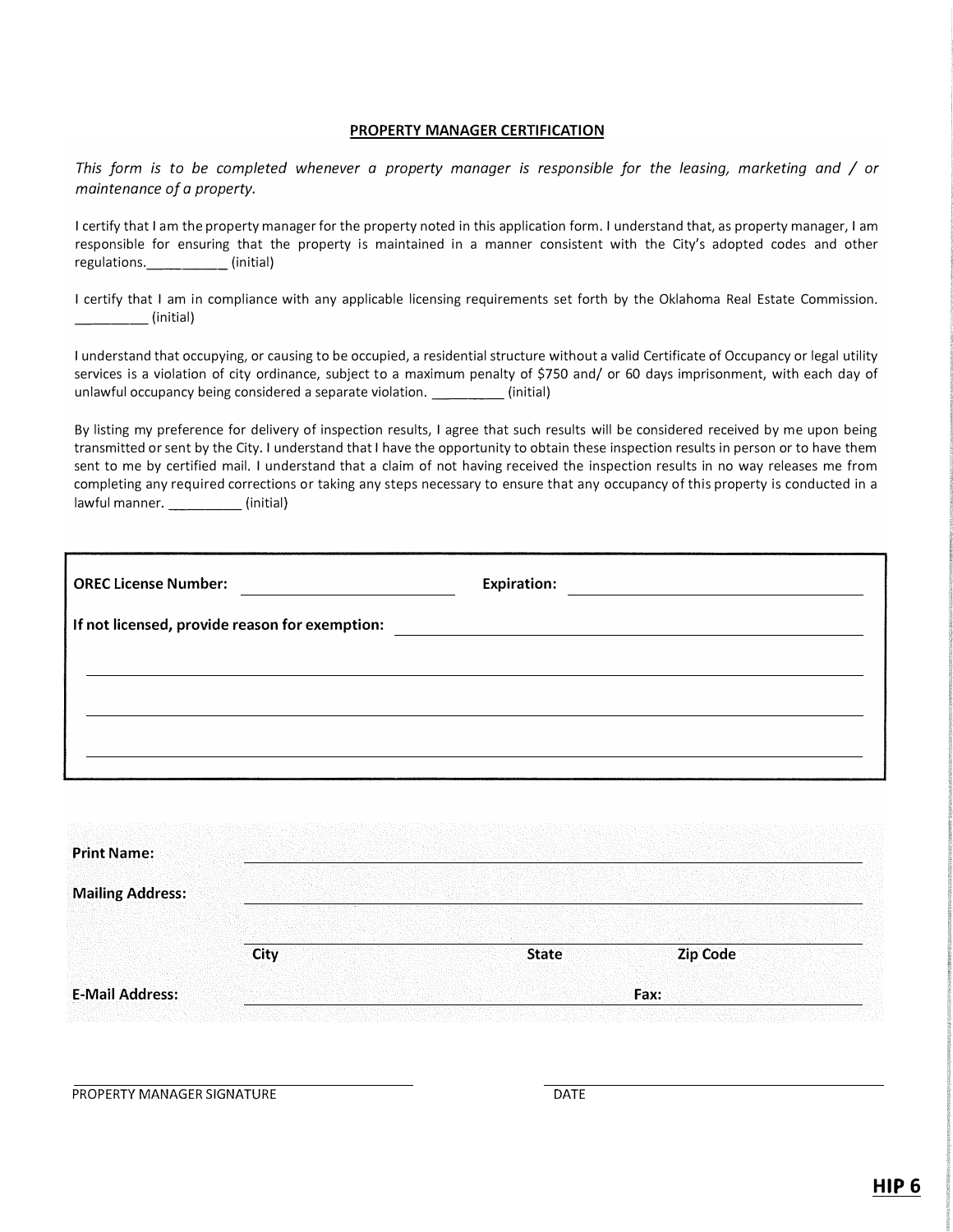## PROPERTY MANAGER CERTIFICATION

*This form is to be completed whenever a property manager is responsible for the leasing, marketing and / or maintenance of a property.*

I certify that I am the property manager for the property noted in this application form. I understand that, as property manager, I am responsible for ensuring that the property is maintained in a manner consistent with the City's adopted codes and other regulations.__________ (initial)

I certify that I am in compliance with any applicable licensing requirements set forth by the Oklahoma Real Estate Commission. _________ (initial)

I understand that occupying, or causing to be occupied, a residential structure without a valid Certificate of Occupancy or legal utility services is a violation of city ordinance, subject to a maximum penalty of $750 and/ or 60 days imprisonment, with each day of unlawful occupancy being considered a separate violation. _________ (initial)

By listing my preference for delivery of inspection results, I agree that such results will be considered received by me upon being transmitted or sent by the City. I understand that I have the opportunity to obtain these inspection results in person or to have them sent to me by certified mail. I understand that a claim of not having received the inspection results in no way releases me from completing any required corrections or taking any steps necessary to ensure that any occupancy of this property is conducted in a lawful manner. _________ (initial)

**OREC License Number:** ______________________ **Expiration:** ______________________

**If not licensed, provide reason for exemption:** ______________________________________

______________________________________________________________________

______________________________________________________________________

______________________________________________________________________

**Print Name:** ______________________________________________________

**Mailing Address:** ______________________________________________________

______________________________________________________
**City** **State** **Zip Code**

**E-Mail Address:** ______________________________ **Fax:** ______________

______________________________ ______________________________
PROPERTY MANAGER SIGNATURE DATE

**HIP 6**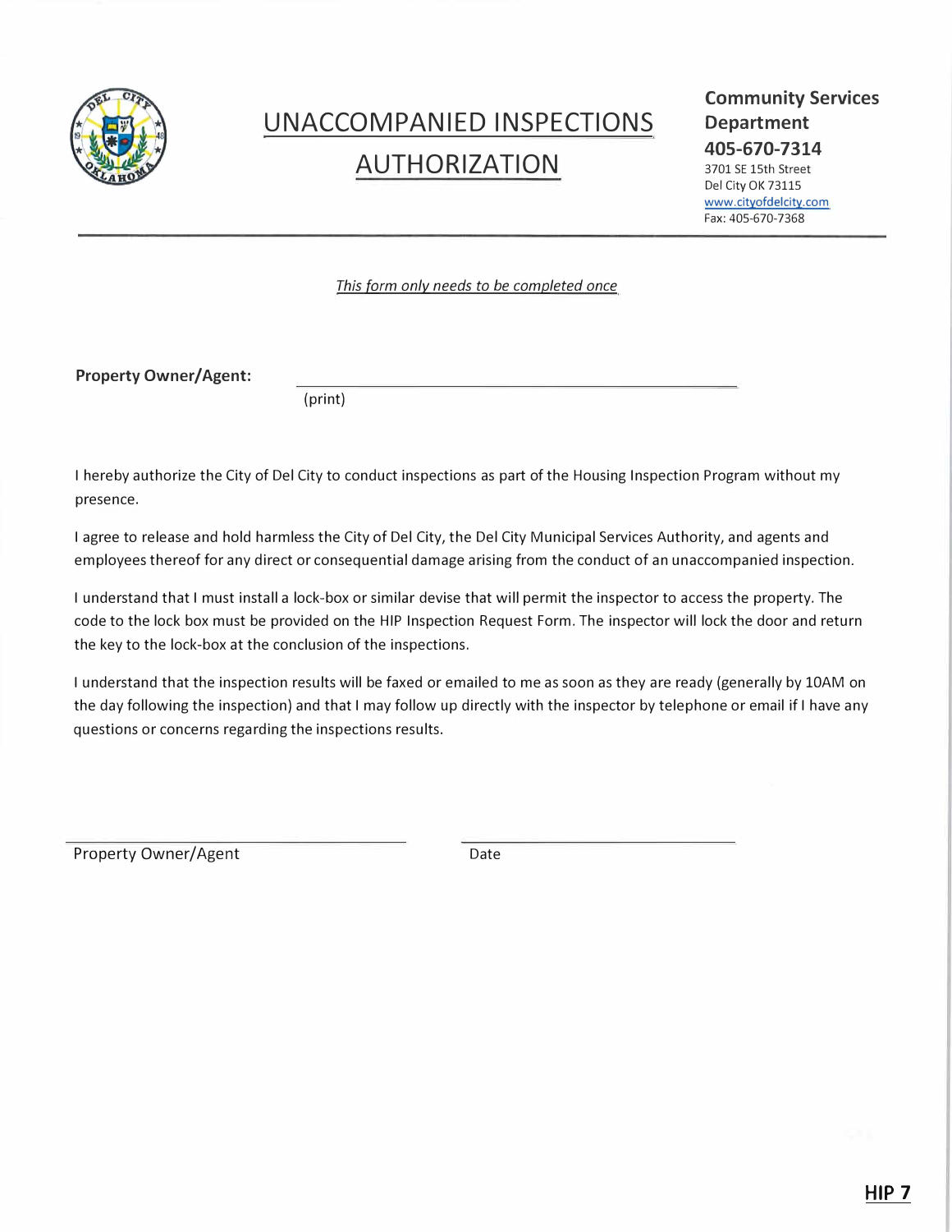# UNACCOMPANIED INSPECTIONS AUTHORIZATION

**Community Services Department**
**405-670-7314**
3701 SE 15th Street
Del City OK 73115
www.cityofdelcity.com
Fax: 405-670-7368

---

*This form only needs to be completed once*

**Property Owner/Agent:** ______________________________________________
(print)

I hereby authorize the City of Del City to conduct inspections as part of the Housing Inspection Program without my presence.

I agree to release and hold harmless the City of Del City, the Del City Municipal Services Authority, and agents and employees thereof for any direct or consequential damage arising from the conduct of an unaccompanied inspection.

I understand that I must install a lock-box or similar devise that will permit the inspector to access the property. The code to the lock box must be provided on the HIP Inspection Request Form. The inspector will lock the door and return the key to the lock-box at the conclusion of the inspections.

I understand that the inspection results will be faxed or emailed to me as soon as they are ready (generally by 10AM on the day following the inspection) and that I may follow up directly with the inspector by telephone or email if I have any questions or concerns regarding the inspections results.

______________________________ ______________________________
Property Owner/Agent Date

**HIP 7**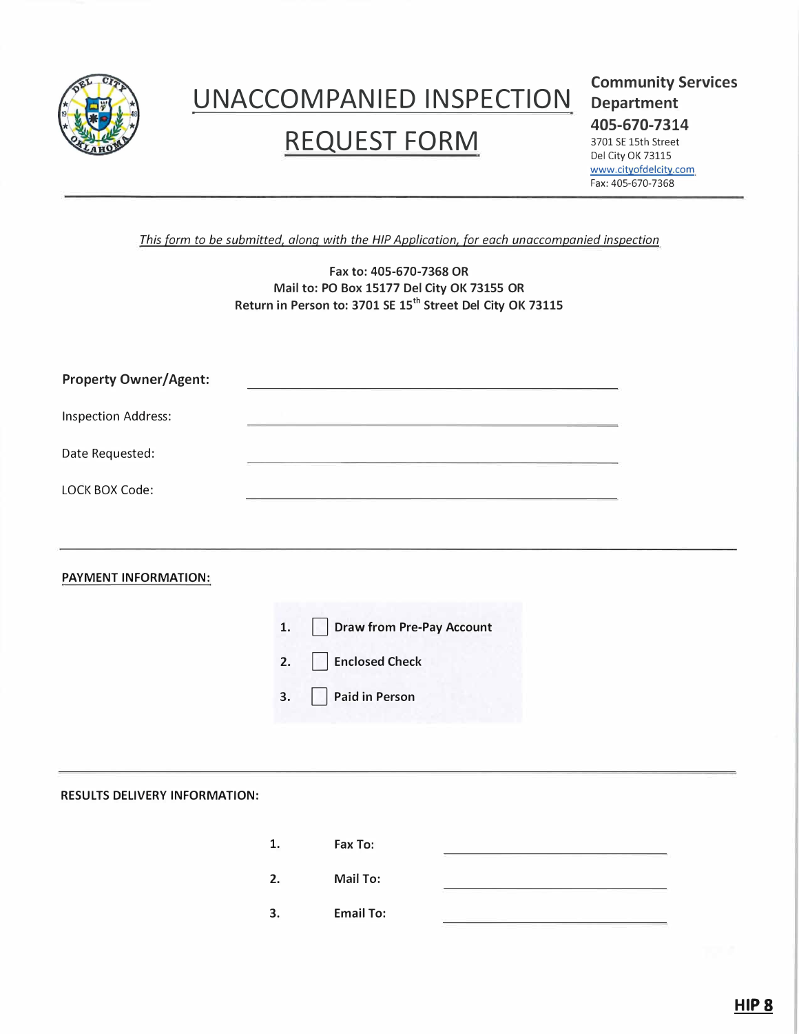# UNACCOMPANIED INSPECTION REQUEST FORM

**Community Services Department**
**405-670-7314**
3701 SE 15th Street
Del City OK 73115
www.cityofdelcity.com
Fax: 405-670-7368

*This form to be submitted, along with the HIP Application, for each unaccompanied inspection*

**Fax to: 405-670-7368 OR**
**Mail to: PO Box 15177 Del City OK 73155 OR**
**Return in Person to: 3701 SE 15th Street Del City OK 73115**

**Property Owner/Agent:** ____________________

Inspection Address: ____________________

Date Requested: ____________________

LOCK BOX Code: ____________________

---

**PAYMENT INFORMATION:**

1. ☐ **Draw from Pre-Pay Account**
2. ☐ **Enclosed Check**
3. ☐ **Paid in Person**

---

**RESULTS DELIVERY INFORMATION:**

1. **Fax To:** ____________________
2. **Mail To:** ____________________
3. **Email To:** ____________________

**HIP 8**